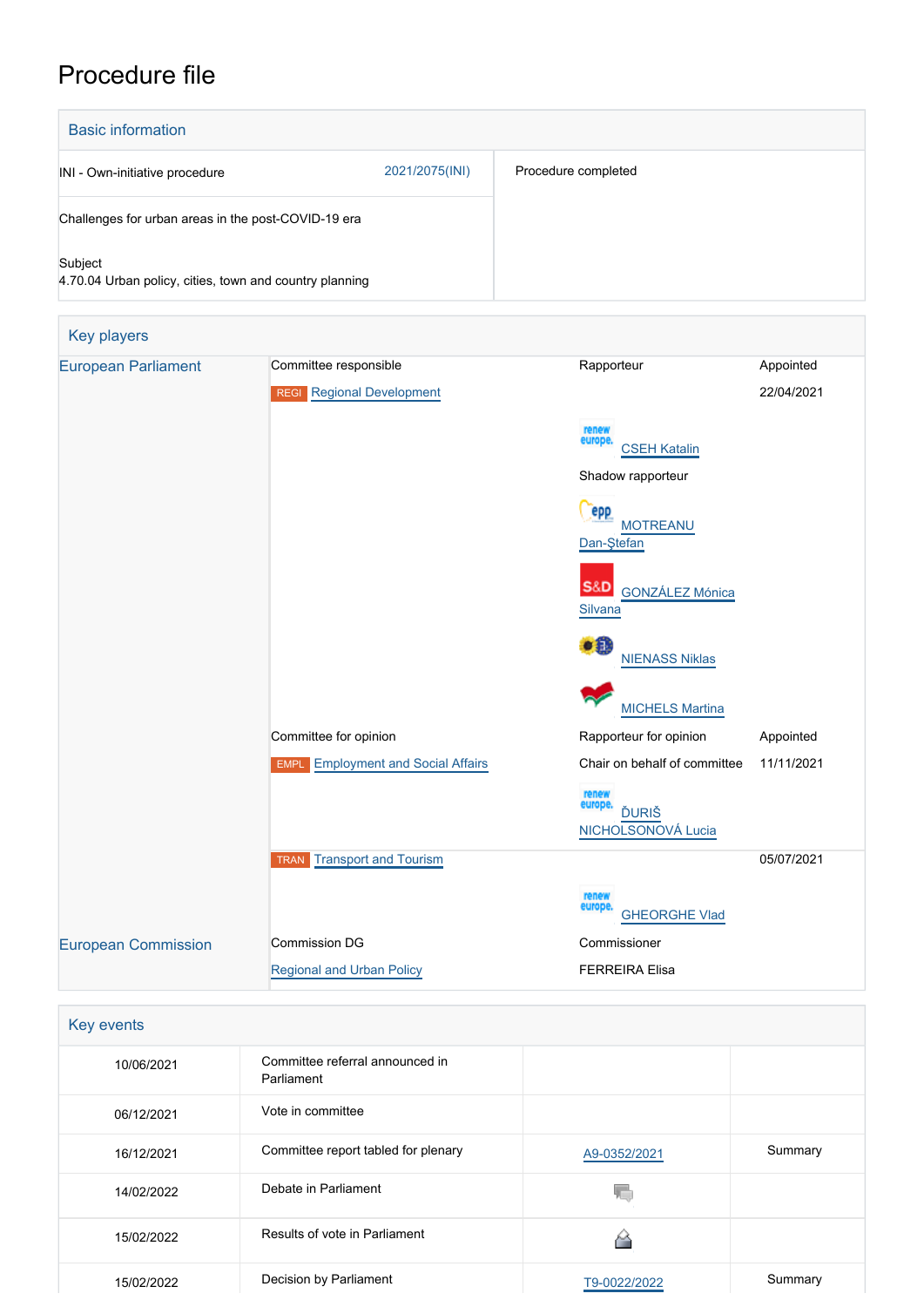# Procedure file

## Basic information

| | |
|---|---|
| INI - Own-initiative procedure 2021/2075(INI) | Procedure completed |
| Challenges for urban areas in the post-COVID-19 era | |
| Subject<br>4.70.04 Urban policy, cities, town and country planning | |

## Key players

| | | | |
|---|---|---|---|
| European Parliament | Committee responsible | Rapporteur | Appointed |
| | REGI Regional Development | | 22/04/2021 |
| | | CSEH Katalin | |
| | | Shadow rapporteur | |
| | | MOTREANU Dan-Ștefan | |
| | | GONZÁLEZ Mónica Silvana | |
| | | NIENASS Niklas | |
| | | MICHELS Martina | |
| | Committee for opinion | Rapporteur for opinion | Appointed |
| | EMPL Employment and Social Affairs | Chair on behalf of committee | 11/11/2021 |
| | | ĎURIŠ NICHOLSONOVÁ Lucia | |
| | TRAN Transport and Tourism | | 05/07/2021 |
| | | GHEORGHE Vlad | |
| European Commission | Commission DG | Commissioner | |
| | Regional and Urban Policy | FERREIRA Elisa | |

## Key events

| | | | |
|---|---|---|---|
| 10/06/2021 | Committee referral announced in Parliament | | |
| 06/12/2021 | Vote in committee | | |
| 16/12/2021 | Committee report tabled for plenary | A9-0352/2021 | Summary |
| 14/02/2022 | Debate in Parliament | | |
| 15/02/2022 | Results of vote in Parliament | | |
| 15/02/2022 | Decision by Parliament | T9-0022/2022 | Summary |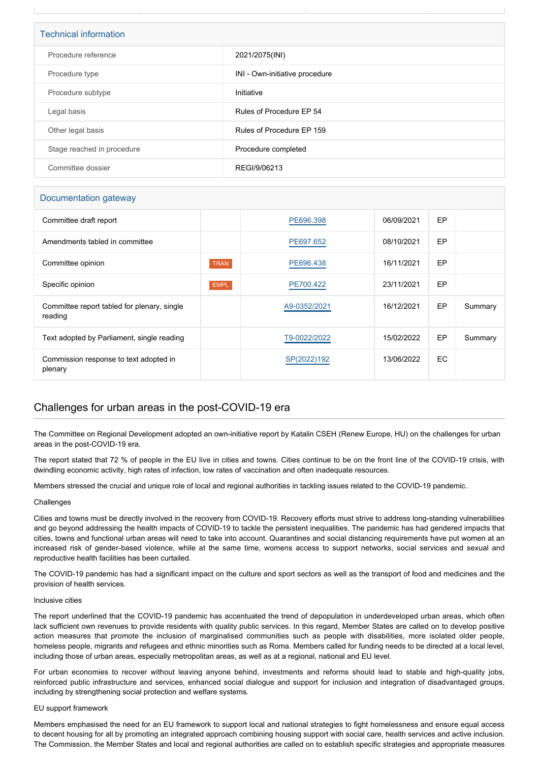## Technical information

| | |
|---|---|
| Procedure reference | 2021/2075(INI) |
| Procedure type | INI - Own-initiative procedure |
| Procedure subtype | Initiative |
| Legal basis | Rules of Procedure EP 54 |
| Other legal basis | Rules of Procedure EP 159 |
| Stage reached in procedure | Procedure completed |
| Committee dossier | REGI/9/06213 |

## Documentation gateway

| | | | | | |
|---|---|---|---|---|---|
| Committee draft report | | PE696.398 | 06/09/2021 | EP | |
| Amendments tabled in committee | | PE697.652 | 08/10/2021 | EP | |
| Committee opinion | TRAN | PE696.438 | 16/11/2021 | EP | |
| Specific opinion | EMPL | PE700.422 | 23/11/2021 | EP | |
| Committee report tabled for plenary, single reading | | A9-0352/2021 | 16/12/2021 | EP | Summary |
| Text adopted by Parliament, single reading | | T9-0022/2022 | 15/02/2022 | EP | Summary |
| Commission response to text adopted in plenary | | SP(2022)192 | 13/06/2022 | EC | |

## Challenges for urban areas in the post-COVID-19 era

The Committee on Regional Development adopted an own-initiative report by Katalin CSEH (Renew Europe, HU) on the challenges for urban areas in the post-COVID-19 era.

The report stated that 72 % of people in the EU live in cities and towns. Cities continue to be on the front line of the COVID-19 crisis, with dwindling economic activity, high rates of infection, low rates of vaccination and often inadequate resources.

Members stressed the crucial and unique role of local and regional authorities in tackling issues related to the COVID-19 pandemic.

Challenges

Cities and towns must be directly involved in the recovery from COVID-19. Recovery efforts must strive to address long-standing vulnerabilities and go beyond addressing the health impacts of COVID-19 to tackle the persistent inequalities. The pandemic has had gendered impacts that cities, towns and functional urban areas will need to take into account. Quarantines and social distancing requirements have put women at an increased risk of gender-based violence, while at the same time, womens access to support networks, social services and sexual and reproductive health facilities has been curtailed.

The COVID-19 pandemic has had a significant impact on the culture and sport sectors as well as the transport of food and medicines and the provision of health services.

Inclusive cities

The report underlined that the COVID-19 pandemic has accentuated the trend of depopulation in underdeveloped urban areas, which often lack sufficient own revenues to provide residents with quality public services. In this regard, Member States are called on to develop positive action measures that promote the inclusion of marginalised communities such as people with disabilities, more isolated older people, homeless people, migrants and refugees and ethnic minorities such as Roma. Members called for funding needs to be directed at a local level, including those of urban areas, especially metropolitan areas, as well as at a regional, national and EU level.

For urban economies to recover without leaving anyone behind, investments and reforms should lead to stable and high-quality jobs, reinforced public infrastructure and services, enhanced social dialogue and support for inclusion and integration of disadvantaged groups, including by strengthening social protection and welfare systems.

EU support framework

Members emphasised the need for an EU framework to support local and national strategies to fight homelessness and ensure equal access to decent housing for all by promoting an integrated approach combining housing support with social care, health services and active inclusion. The Commission, the Member States and local and regional authorities are called on to establish specific strategies and appropriate measures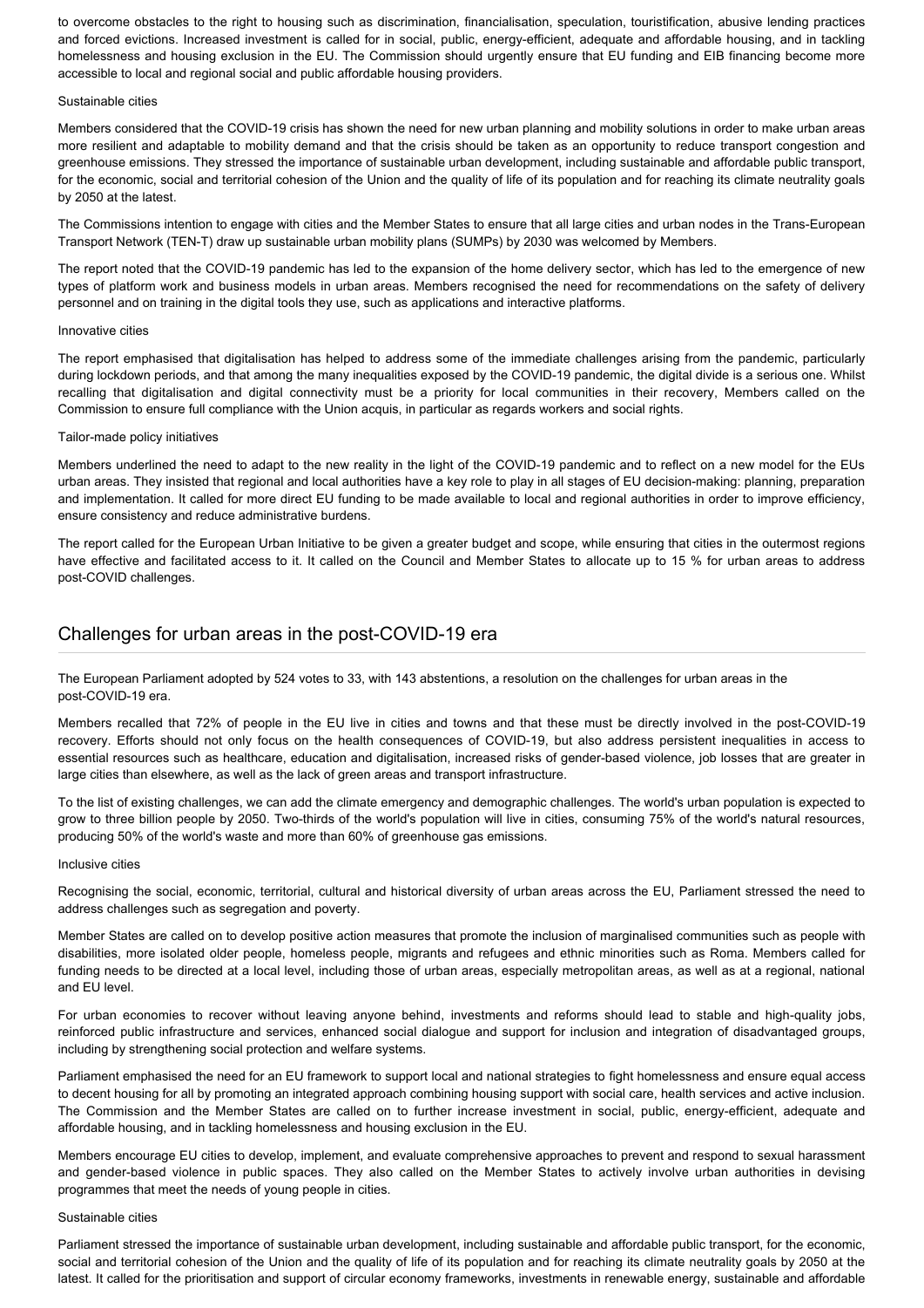to overcome obstacles to the right to housing such as discrimination, financialisation, speculation, touristification, abusive lending practices and forced evictions. Increased investment is called for in social, public, energy-efficient, adequate and affordable housing, and in tackling homelessness and housing exclusion in the EU. The Commission should urgently ensure that EU funding and EIB financing become more accessible to local and regional social and public affordable housing providers.

Sustainable cities

Members considered that the COVID-19 crisis has shown the need for new urban planning and mobility solutions in order to make urban areas more resilient and adaptable to mobility demand and that the crisis should be taken as an opportunity to reduce transport congestion and greenhouse emissions. They stressed the importance of sustainable urban development, including sustainable and affordable public transport, for the economic, social and territorial cohesion of the Union and the quality of life of its population and for reaching its climate neutrality goals by 2050 at the latest.

The Commissions intention to engage with cities and the Member States to ensure that all large cities and urban nodes in the Trans-European Transport Network (TEN-T) draw up sustainable urban mobility plans (SUMPs) by 2030 was welcomed by Members.

The report noted that the COVID-19 pandemic has led to the expansion of the home delivery sector, which has led to the emergence of new types of platform work and business models in urban areas. Members recognised the need for recommendations on the safety of delivery personnel and on training in the digital tools they use, such as applications and interactive platforms.

Innovative cities

The report emphasised that digitalisation has helped to address some of the immediate challenges arising from the pandemic, particularly during lockdown periods, and that among the many inequalities exposed by the COVID-19 pandemic, the digital divide is a serious one. Whilst recalling that digitalisation and digital connectivity must be a priority for local communities in their recovery, Members called on the Commission to ensure full compliance with the Union acquis, in particular as regards workers and social rights.

Tailor-made policy initiatives

Members underlined the need to adapt to the new reality in the light of the COVID-19 pandemic and to reflect on a new model for the EUs urban areas. They insisted that regional and local authorities have a key role to play in all stages of EU decision-making: planning, preparation and implementation. It called for more direct EU funding to be made available to local and regional authorities in order to improve efficiency, ensure consistency and reduce administrative burdens.

The report called for the European Urban Initiative to be given a greater budget and scope, while ensuring that cities in the outermost regions have effective and facilitated access to it. It called on the Council and Member States to allocate up to 15 % for urban areas to address post-COVID challenges.

## Challenges for urban areas in the post-COVID-19 era

The European Parliament adopted by 524 votes to 33, with 143 abstentions, a resolution on the challenges for urban areas in the post-COVID-19 era.

Members recalled that 72% of people in the EU live in cities and towns and that these must be directly involved in the post-COVID-19 recovery. Efforts should not only focus on the health consequences of COVID-19, but also address persistent inequalities in access to essential resources such as healthcare, education and digitalisation, increased risks of gender-based violence, job losses that are greater in large cities than elsewhere, as well as the lack of green areas and transport infrastructure.

To the list of existing challenges, we can add the climate emergency and demographic challenges. The world's urban population is expected to grow to three billion people by 2050. Two-thirds of the world's population will live in cities, consuming 75% of the world's natural resources, producing 50% of the world's waste and more than 60% of greenhouse gas emissions.

Inclusive cities

Recognising the social, economic, territorial, cultural and historical diversity of urban areas across the EU, Parliament stressed the need to address challenges such as segregation and poverty.

Member States are called on to develop positive action measures that promote the inclusion of marginalised communities such as people with disabilities, more isolated older people, homeless people, migrants and refugees and ethnic minorities such as Roma. Members called for funding needs to be directed at a local level, including those of urban areas, especially metropolitan areas, as well as at a regional, national and EU level.

For urban economies to recover without leaving anyone behind, investments and reforms should lead to stable and high-quality jobs, reinforced public infrastructure and services, enhanced social dialogue and support for inclusion and integration of disadvantaged groups, including by strengthening social protection and welfare systems.

Parliament emphasised the need for an EU framework to support local and national strategies to fight homelessness and ensure equal access to decent housing for all by promoting an integrated approach combining housing support with social care, health services and active inclusion. The Commission and the Member States are called on to further increase investment in social, public, energy-efficient, adequate and affordable housing, and in tackling homelessness and housing exclusion in the EU.

Members encourage EU cities to develop, implement, and evaluate comprehensive approaches to prevent and respond to sexual harassment and gender-based violence in public spaces. They also called on the Member States to actively involve urban authorities in devising programmes that meet the needs of young people in cities.

Sustainable cities

Parliament stressed the importance of sustainable urban development, including sustainable and affordable public transport, for the economic, social and territorial cohesion of the Union and the quality of life of its population and for reaching its climate neutrality goals by 2050 at the latest. It called for the prioritisation and support of circular economy frameworks, investments in renewable energy, sustainable and affordable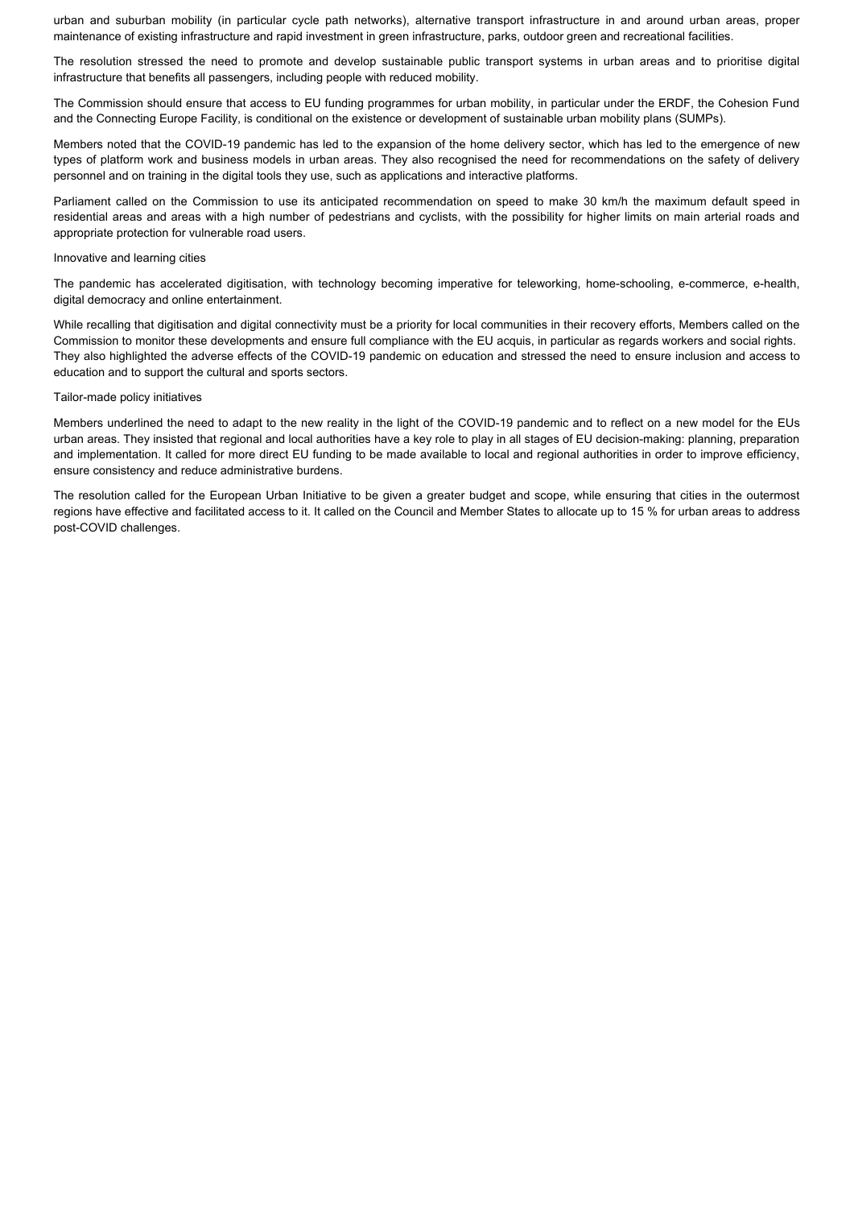urban and suburban mobility (in particular cycle path networks), alternative transport infrastructure in and around urban areas, proper maintenance of existing infrastructure and rapid investment in green infrastructure, parks, outdoor green and recreational facilities.

The resolution stressed the need to promote and develop sustainable public transport systems in urban areas and to prioritise digital infrastructure that benefits all passengers, including people with reduced mobility.

The Commission should ensure that access to EU funding programmes for urban mobility, in particular under the ERDF, the Cohesion Fund and the Connecting Europe Facility, is conditional on the existence or development of sustainable urban mobility plans (SUMPs).

Members noted that the COVID-19 pandemic has led to the expansion of the home delivery sector, which has led to the emergence of new types of platform work and business models in urban areas. They also recognised the need for recommendations on the safety of delivery personnel and on training in the digital tools they use, such as applications and interactive platforms.

Parliament called on the Commission to use its anticipated recommendation on speed to make 30 km/h the maximum default speed in residential areas and areas with a high number of pedestrians and cyclists, with the possibility for higher limits on main arterial roads and appropriate protection for vulnerable road users.

Innovative and learning cities

The pandemic has accelerated digitisation, with technology becoming imperative for teleworking, home-schooling, e-commerce, e-health, digital democracy and online entertainment.

While recalling that digitisation and digital connectivity must be a priority for local communities in their recovery efforts, Members called on the Commission to monitor these developments and ensure full compliance with the EU acquis, in particular as regards workers and social rights. They also highlighted the adverse effects of the COVID-19 pandemic on education and stressed the need to ensure inclusion and access to education and to support the cultural and sports sectors.

Tailor-made policy initiatives

Members underlined the need to adapt to the new reality in the light of the COVID-19 pandemic and to reflect on a new model for the EUs urban areas. They insisted that regional and local authorities have a key role to play in all stages of EU decision-making: planning, preparation and implementation. It called for more direct EU funding to be made available to local and regional authorities in order to improve efficiency, ensure consistency and reduce administrative burdens.

The resolution called for the European Urban Initiative to be given a greater budget and scope, while ensuring that cities in the outermost regions have effective and facilitated access to it. It called on the Council and Member States to allocate up to 15 % for urban areas to address post-COVID challenges.